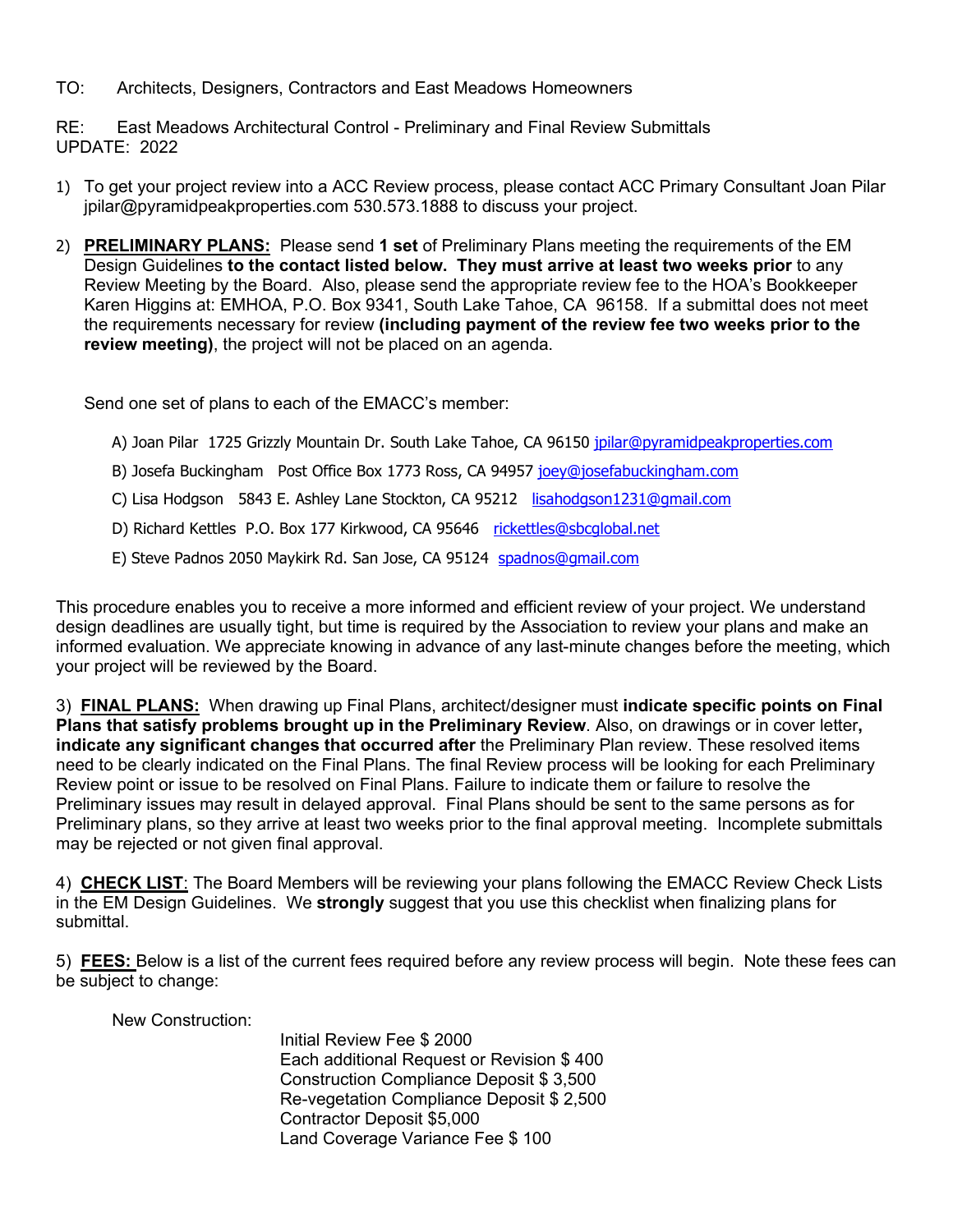TO: Architects, Designers, Contractors and East Meadows Homeowners

RE: East Meadows Architectural Control - Preliminary and Final Review Submittals
UPDATE: 2022

1) To get your project review into a ACC Review process, please contact ACC Primary Consultant Joan Pilar jpilar@pyramidpeakproperties.com 530.573.1888 to discuss your project.

2) **PRELIMINARY PLANS:** Please send **1 set** of Preliminary Plans meeting the requirements of the EM Design Guidelines **to the contact listed below. They must arrive at least two weeks prior** to any Review Meeting by the Board. Also, please send the appropriate review fee to the HOA's Bookkeeper Karen Higgins at: EMHOA, P.O. Box 9341, South Lake Tahoe, CA 96158. If a submittal does not meet the requirements necessary for review **(including payment of the review fee two weeks prior to the review meeting)**, the project will not be placed on an agenda.

   Send one set of plans to each of the EMACC's member:

   A) Joan Pilar 1725 Grizzly Mountain Dr. South Lake Tahoe, CA 96150 jpilar@pyramidpeakproperties.com

   B) Josefa Buckingham Post Office Box 1773 Ross, CA 94957 joey@josefabuckingham.com

   C) Lisa Hodgson 5843 E. Ashley Lane Stockton, CA 95212 lisahodgson1231@gmail.com

   D) Richard Kettles P.O. Box 177 Kirkwood, CA 95646 rickettles@sbcglobal.net

   E) Steve Padnos 2050 Maykirk Rd. San Jose, CA 95124 spadnos@gmail.com

This procedure enables you to receive a more informed and efficient review of your project. We understand design deadlines are usually tight, but time is required by the Association to review your plans and make an informed evaluation. We appreciate knowing in advance of any last-minute changes before the meeting, which your project will be reviewed by the Board.

3) **FINAL PLANS:** When drawing up Final Plans, architect/designer must **indicate specific points on Final Plans that satisfy problems brought up in the Preliminary Review**. Also, on drawings or in cover letter**, indicate any significant changes that occurred after** the Preliminary Plan review. These resolved items need to be clearly indicated on the Final Plans. The final Review process will be looking for each Preliminary Review point or issue to be resolved on Final Plans. Failure to indicate them or failure to resolve the Preliminary issues may result in delayed approval. Final Plans should be sent to the same persons as for Preliminary plans, so they arrive at least two weeks prior to the final approval meeting. Incomplete submittals may be rejected or not given final approval.

4) **CHECK LIST**: The Board Members will be reviewing your plans following the EMACC Review Check Lists in the EM Design Guidelines. We **strongly** suggest that you use this checklist when finalizing plans for submittal.

5) **FEES:** Below is a list of the current fees required before any review process will begin. Note these fees can be subject to change:

   New Construction:

   - Initial Review Fee $ 2000
   - Each additional Request or Revision $ 400
   - Construction Compliance Deposit $ 3,500
   - Re-vegetation Compliance Deposit $ 2,500
   - Contractor Deposit $5,000
   - Land Coverage Variance Fee $ 100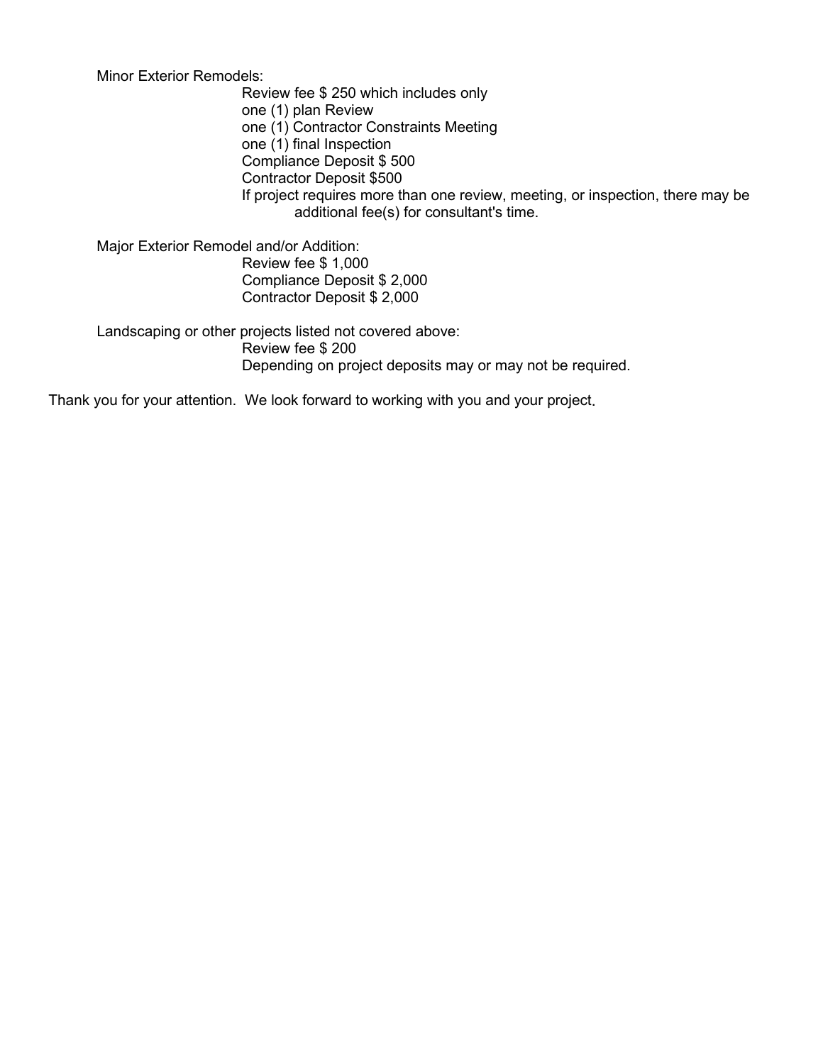Minor Exterior Remodels:

- Review fee $ 250 which includes only
- one (1) plan Review
- one (1) Contractor Constraints Meeting
- one (1) final Inspection
- Compliance Deposit $ 500
- Contractor Deposit $500
- If project requires more than one review, meeting, or inspection, there may be additional fee(s) for consultant's time.

Major Exterior Remodel and/or Addition:

- Review fee $ 1,000
- Compliance Deposit $ 2,000
- Contractor Deposit $ 2,000

Landscaping or other projects listed not covered above:

- Review fee $ 200
- Depending on project deposits may or may not be required.

Thank you for your attention. We look forward to working with you and your project.